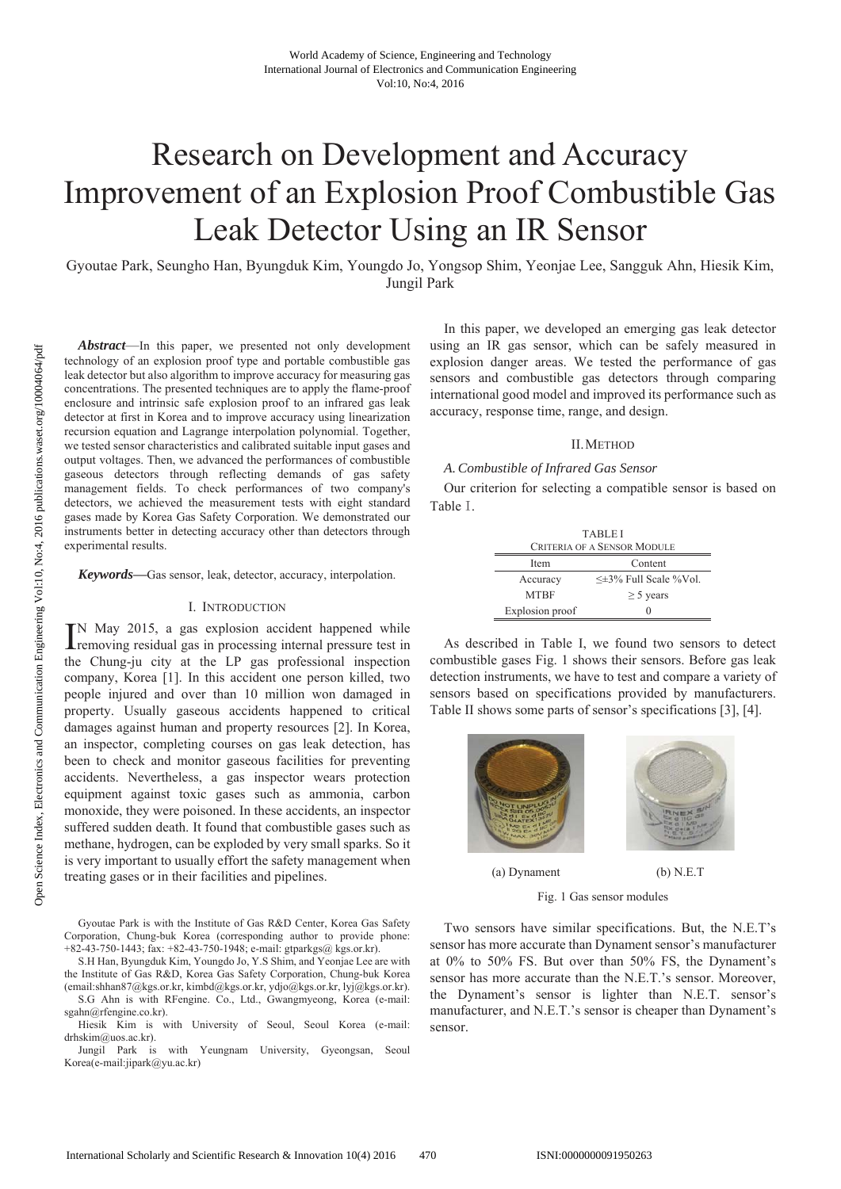# Research on Development and Accuracy Improvement of an Explosion Proof Combustible Gas Leak Detector Using an IR Sensor

Gyoutae Park, Seungho Han, Byungduk Kim, Youngdo Jo, Yongsop Shim, Yeonjae Lee, Sangguk Ahn, Hiesik Kim, Jungil Park

***Abstract*****—**In this paper, we presented not only development technology of an explosion proof type and portable combustible gas leak detector but also algorithm to improve accuracy for measuring gas concentrations. The presented techniques are to apply the flame-proof enclosure and intrinsic safe explosion proof to an infrared gas leak detector at first in Korea and to improve accuracy using linearization recursion equation and Lagrange interpolation polynomial. Together, we tested sensor characteristics and calibrated suitable input gases and output voltages. Then, we advanced the performances of combustible gaseous detectors through reflecting demands of gas safety management fields. To check performances of two company's detectors, we achieved the measurement tests with eight standard gases made by Korea Gas Safety Corporation. We demonstrated our instruments better in detecting accuracy other than detectors through experimental results.

***Keywords*****—**Gas sensor, leak, detector, accuracy, interpolation.

## I. Introduction

In May 2015, a gas explosion accident happened while removing residual gas in processing internal pressure test in the Chung-ju city at the LP gas professional inspection company, Korea [1]. In this accident one person killed, two people injured and over than 10 million won damaged in property. Usually gaseous accidents happened to critical damages against human and property resources [2]. In Korea, an inspector, completing courses on gas leak detection, has been to check and monitor gaseous facilities for preventing accidents. Nevertheless, a gas inspector wears protection equipment against toxic gases such as ammonia, carbon monoxide, they were poisoned. In these accidents, an inspector suffered sudden death. It found that combustible gases such as methane, hydrogen, can be exploded by very small sparks. So it is very important to usually effort the safety management when treating gases or in their facilities and pipelines.

Gyoutae Park is with the Institute of Gas R&D Center, Korea Gas Safety Corporation, Chung-buk Korea (corresponding author to provide phone: +82-43-750-1443; fax: +82-43-750-1948; e-mail: gtparkgs@ kgs.or.kr).

S.H Han, Byungduk Kim, Youngdo Jo, Y.S Shim, and Yeonjae Lee are with the Institute of Gas R&D, Korea Gas Safety Corporation, Chung-buk Korea (email:shhan87@kgs.or.kr, kimbd@kgs.or.kr, ydjo@kgs.or.kr, lyj@kgs.or.kr).

S.G Ahn is with RFengine. Co., Ltd., Gwangmyeong, Korea (e-mail: sgahn@rfengine.co.kr).

Hiesik Kim is with University of Seoul, Seoul Korea (e-mail: drhskim@uos.ac.kr).

Jungil Park is with Yeungnam University, Gyeongsan, Seoul Korea(e-mail:jipark@yu.ac.kr)

In this paper, we developed an emerging gas leak detector using an IR gas sensor, which can be safely measured in explosion danger areas. We tested the performance of gas sensors and combustible gas detectors through comparing international good model and improved its performance such as accuracy, response time, range, and design.

## II. Method

### A. Combustible of Infrared Gas Sensor

Our criterion for selecting a compatible sensor is based on Table I.

TABLE I
Criteria of a Sensor Module

| Item | Content |
|---|---|
| Accuracy | ≤±3% Full Scale %Vol. |
| MTBF | ≥ 5 years |
| Explosion proof | 0 |

As described in Table I, we found two sensors to detect combustible gases Fig. 1 shows their sensors. Before gas leak detection instruments, we have to test and compare a variety of sensors based on specifications provided by manufacturers. Table II shows some parts of sensor's specifications [3], [4].

(a) Dynament (b) N.E.T

Fig. 1 Gas sensor modules

Two sensors have similar specifications. But, the N.E.T's sensor has more accurate than Dynament sensor's manufacturer at 0% to 50% FS. But over than 50% FS, the Dynament's sensor has more accurate than the N.E.T.'s sensor. Moreover, the Dynament's sensor is lighter than N.E.T. sensor's manufacturer, and N.E.T.'s sensor is cheaper than Dynament's sensor.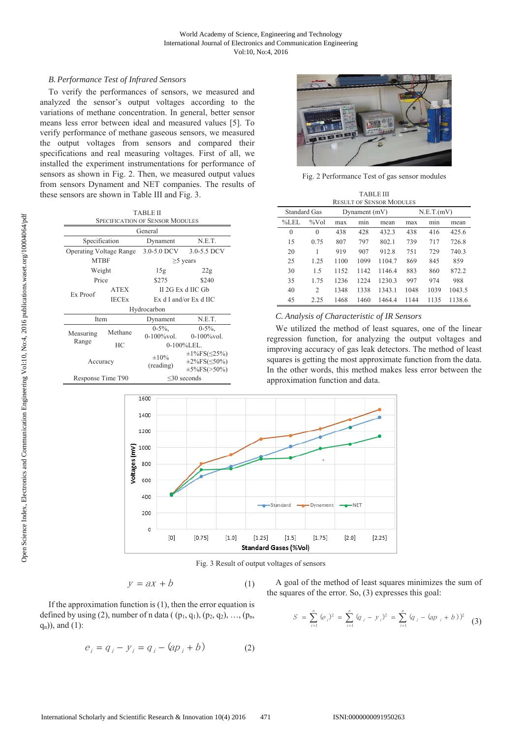### B. Performance Test of Infrared Sensors

To verify the performances of sensors, we measured and analyzed the sensor's output voltages according to the variations of methane concentration. In general, better sensor means less error between ideal and measured values [5]. To verify performance of methane gaseous sensors, we measured the output voltages from sensors and compared their specifications and real measuring voltages. First of all, we installed the experiment instrumentations for performance of sensors as shown in Fig. 2. Then, we measured output values from sensors Dynament and NET companies. The results of these sensors are shown in Table III and Fig. 3.

TABLE II
SPECIFICATION OF SENSOR MODULES

| General | | | |
|---|---|---|---|
| Specification | | Dynament | N.E.T. |
| Operating Voltage Range | | 3.0-5.0 DCV | 3.0-5.5 DCV |
| MTBF | | ≥5 years | |
| Weight | | 15g | 22g |
| Price | | $275 | $240 |
| Ex Proof | ATEX | II 2G Ex d IIC Gb | |
| | IECEx | Ex d I and/or Ex d IIC | |
| **Hydrocarbon** | | | |
| Item | | Dynament | N.E.T. |
| Measuring Range | Methane | 0-5%, 0-100%vol. | 0-5%, 0-100%vol. |
| | HC | 0-100%LEL. | |
| Accuracy | | ±10% (reading) | ±1%FS(≤25%) ±2%FS(≤50%) ±5%FS(>50%) |
| Response Time T90 | | ≤30 seconds | |

Fig. 2 Performance Test of gas sensor modules

TABLE III
RESULT OF SENSOR MODULES

| Standard Gas | | Dynament (mV) | | | N.E.T.(mV) | | |
|---|---|---|---|---|---|---|---|
| %LEL | %Vol | max | min | mean | max | min | mean |
| 0 | 0 | 438 | 428 | 432.3 | 438 | 416 | 425.6 |
| 15 | 0.75 | 807 | 797 | 802.1 | 739 | 717 | 726.8 |
| 20 | 1 | 919 | 907 | 912.8 | 751 | 729 | 740.3 |
| 25 | 1.25 | 1100 | 1099 | 1104.7 | 869 | 845 | 859 |
| 30 | 1.5 | 1152 | 1142 | 1146.4 | 883 | 860 | 872.2 |
| 35 | 1.75 | 1236 | 1224 | 1230.3 | 997 | 974 | 988 |
| 40 | 2 | 1348 | 1338 | 1343.1 | 1048 | 1039 | 1043.5 |
| 45 | 2.25 | 1468 | 1460 | 1464.4 | 1144 | 1135 | 1138.6 |

### C. Analysis of Characteristic of IR Sensors

We utilized the method of least squares, one of the linear regression function, for analyzing the output voltages and improving accuracy of gas leak detectors. The method of least squares is getting the most approximate function from the data. In the other words, this method makes less error between the approximation function and data.

Fig. 3 Result of output voltages of sensors

$$y = ax + b \tag{1}$$

If the approximation function is (1), then the error equation is defined by using (2), number of n data ( $(p_1, q_1)$, $(p_2, q_2)$, …, $(p_n, q_n)$), and (1):

$$e_i = q_i - y_i = q_i - (ap_i + b) \tag{2}$$

A goal of the method of least squares minimizes the sum of the squares of the error. So, (3) expresses this goal:

$$S = \sum_{i=1}^{n} (e_i)^2 = \sum_{i=1}^{n} (q_i - y_i)^2 = \sum_{i=1}^{n} (q_i - (ap_i + b))^2 \tag{3}$$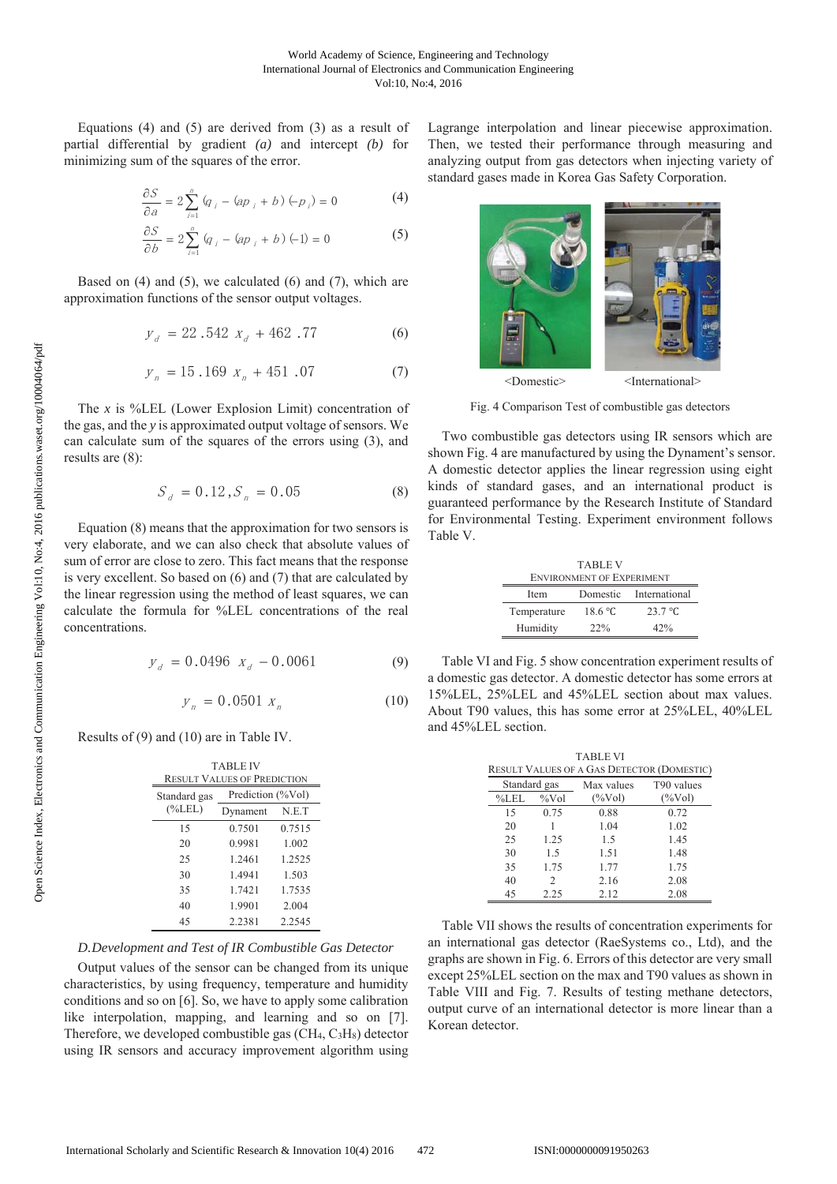Equations (4) and (5) are derived from (3) as a result of partial differential by gradient *(a)* and intercept *(b)* for minimizing sum of the squares of the error.

$$\frac{\partial S}{\partial a} = 2\sum_{i=1}^{n}(q_i - (ap_i + b)(-p_i) = 0 \tag{4}$$

$$\frac{\partial S}{\partial b} = 2\sum_{i=1}^{n}(q_i - (ap_i + b)(-1) = 0 \tag{5}$$

Based on (4) and (5), we calculated (6) and (7), which are approximation functions of the sensor output voltages.

$$y_d = 22.542\, x_d + 462.77 \tag{6}$$

$$y_n = 15.169\, x_n + 451.07 \tag{7}$$

The *x* is %LEL (Lower Explosion Limit) concentration of the gas, and the *y* is approximated output voltage of sensors. We can calculate sum of the squares of the errors using (3), and results are (8):

$$S_d = 0.12, S_n = 0.05 \tag{8}$$

Equation (8) means that the approximation for two sensors is very elaborate, and we can also check that absolute values of sum of error are close to zero. This fact means that the response is very excellent. So based on (6) and (7) that are calculated by the linear regression using the method of least squares, we can calculate the formula for %LEL concentrations of the real concentrations.

$$y_d = 0.0496\, x_d - 0.0061 \tag{9}$$

$$y_n = 0.0501\, x_n \tag{10}$$

Results of (9) and (10) are in Table IV.

TABLE IV
RESULT VALUES OF PREDICTION

| Standard gas (%LEL) | Prediction (%Vol) | |
|---|---|---|
| | Dynament | N.E.T |
| 15 | 0.7501 | 0.7515 |
| 20 | 0.9981 | 1.002 |
| 25 | 1.2461 | 1.2525 |
| 30 | 1.4941 | 1.503 |
| 35 | 1.7421 | 1.7535 |
| 40 | 1.9901 | 2.004 |
| 45 | 2.2381 | 2.2545 |

### *D. Development and Test of IR Combustible Gas Detector*

Output values of the sensor can be changed from its unique characteristics, by using frequency, temperature and humidity conditions and so on [6]. So, we have to apply some calibration like interpolation, mapping, and learning and so on [7]. Therefore, we developed combustible gas ($CH_4$, $C_3H_8$) detector using IR sensors and accuracy improvement algorithm using Lagrange interpolation and linear piecewise approximation. Then, we tested their performance through measuring and analyzing output from gas detectors when injecting variety of standard gases made in Korea Gas Safety Corporation.

<Domestic> <International>

Fig. 4 Comparison Test of combustible gas detectors

Two combustible gas detectors using IR sensors which are shown Fig. 4 are manufactured by using the Dynament's sensor. A domestic detector applies the linear regression using eight kinds of standard gases, and an international product is guaranteed performance by the Research Institute of Standard for Environmental Testing. Experiment environment follows Table V.

TABLE V
ENVIRONMENT OF EXPERIMENT

| Item | Domestic | International |
|---|---|---|
| Temperature | 18.6 ℃ | 23.7 ℃ |
| Humidity | 22% | 42% |

Table VI and Fig. 5 show concentration experiment results of a domestic gas detector. A domestic detector has some errors at 15%LEL, 25%LEL and 45%LEL section about max values. About T90 values, this has some error at 25%LEL, 40%LEL and 45%LEL section.

TABLE VI
RESULT VALUES OF A GAS DETECTOR (DOMESTIC)

| Standard gas | | Max values | T90 values |
|---|---|---|---|
| %LEL | %Vol | (%Vol) | (%Vol) |
| 15 | 0.75 | 0.88 | 0.72 |
| 20 | 1 | 1.04 | 1.02 |
| 25 | 1.25 | 1.5 | 1.45 |
| 30 | 1.5 | 1.51 | 1.48 |
| 35 | 1.75 | 1.77 | 1.75 |
| 40 | 2 | 2.16 | 2.08 |
| 45 | 2.25 | 2.12 | 2.08 |

Table VII shows the results of concentration experiments for an international gas detector (RaeSystems co., Ltd), and the graphs are shown in Fig. 6. Errors of this detector are very small except 25%LEL section on the max and T90 values as shown in Table VIII and Fig. 7. Results of testing methane detectors, output curve of an international detector is more linear than a Korean detector.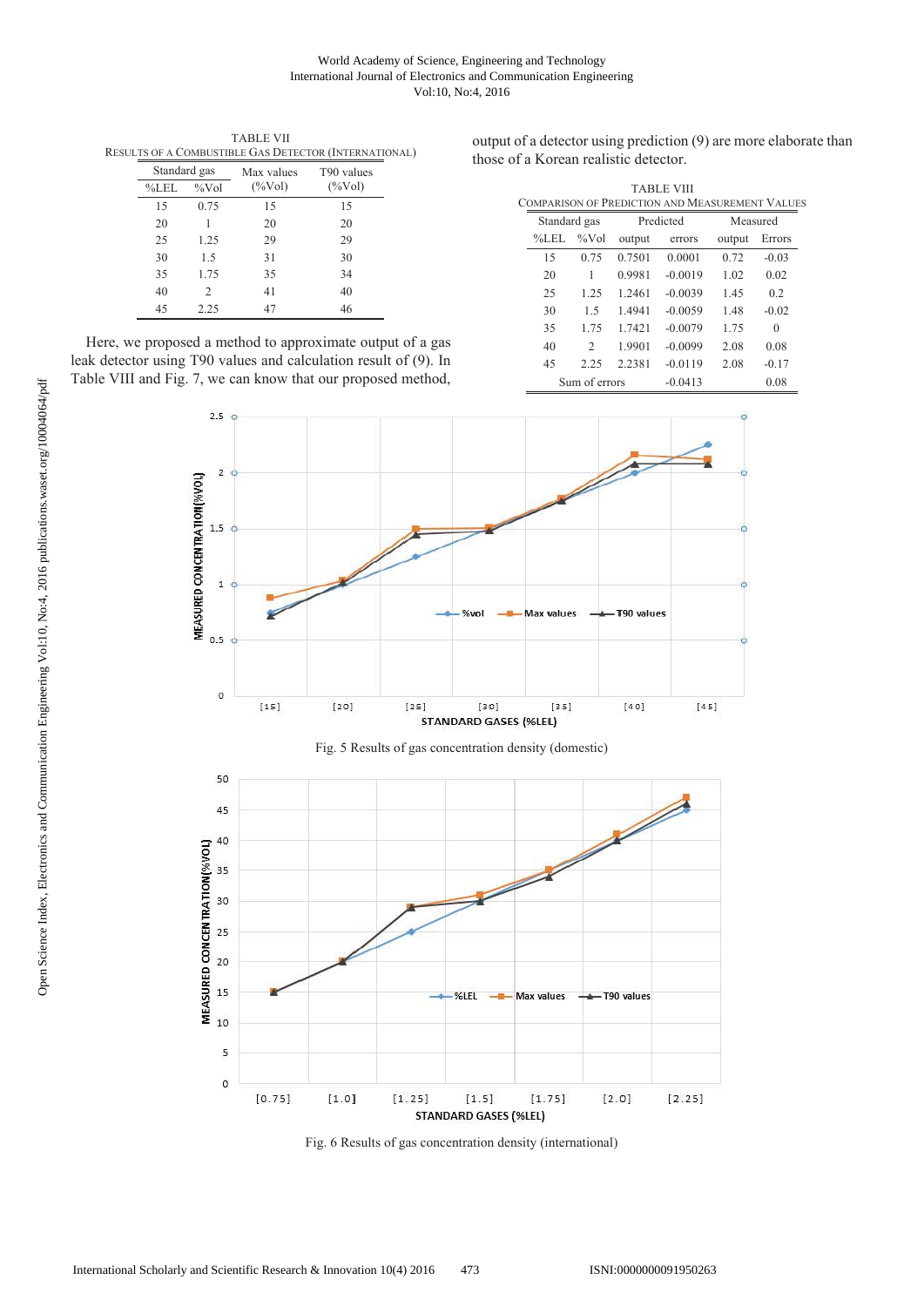TABLE VII
RESULTS OF A COMBUSTIBLE GAS DETECTOR (INTERNATIONAL)

| Standard gas | | Max values | T90 values |
|---|---|---|---|
| %LEL | %Vol | (%Vol) | (%Vol) |
| 15 | 0.75 | 15 | 15 |
| 20 | 1 | 20 | 20 |
| 25 | 1.25 | 29 | 29 |
| 30 | 1.5 | 31 | 30 |
| 35 | 1.75 | 35 | 34 |
| 40 | 2 | 41 | 40 |
| 45 | 2.25 | 47 | 46 |

Here, we proposed a method to approximate output of a gas leak detector using T90 values and calculation result of (9). In Table VIII and Fig. 7, we can know that our proposed method, output of a detector using prediction (9) are more elaborate than those of a Korean realistic detector.

TABLE VIII
COMPARISON OF PREDICTION AND MEASUREMENT VALUES

| Standard gas | | Predicted | | Measured | |
|---|---|---|---|---|---|
| %LEL | %Vol | output | errors | output | Errors |
| 15 | 0.75 | 0.7501 | 0.0001 | 0.72 | -0.03 |
| 20 | 1 | 0.9981 | -0.0019 | 1.02 | 0.02 |
| 25 | 1.25 | 1.2461 | -0.0039 | 1.45 | 0.2 |
| 30 | 1.5 | 1.4941 | -0.0059 | 1.48 | -0.02 |
| 35 | 1.75 | 1.7421 | -0.0079 | 1.75 | 0 |
| 40 | 2 | 1.9901 | -0.0099 | 2.08 | 0.08 |
| 45 | 2.25 | 2.2381 | -0.0119 | 2.08 | -0.17 |
| Sum of errors | | | -0.0413 | | 0.08 |

Fig. 5 Results of gas concentration density (domestic)

Fig. 6 Results of gas concentration density (international)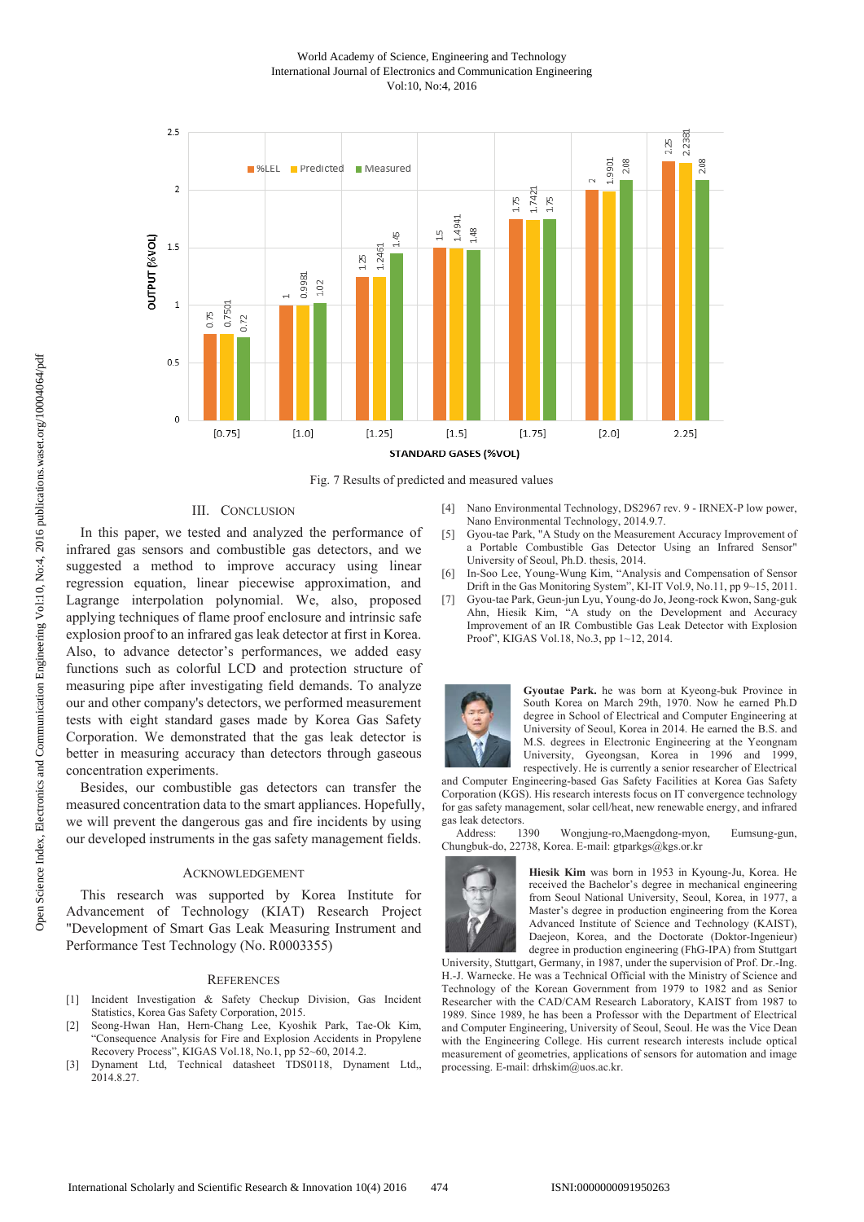2.5
2
1.5
1
0.5
0

OUTPUT (%VOL)

%LEL Predicted Measured

0.75 0.7501 0.72
1 0.9981 1.02
1.25 1.2461 1.45
1.5 1.4941 1.48
1.75 1.7421 1.75
2 1.9901 2.08
2.25 2.2381 2.08

[0.75] [1.0] [1.25] [1.5] [1.75] [2.0] 2.25]

STANDARD GASES (%VOL)

Fig. 7 Results of predicted and measured values

## III. Conclusion

In this paper, we tested and analyzed the performance of infrared gas sensors and combustible gas detectors, and we suggested a method to improve accuracy using linear regression equation, linear piecewise approximation, and Lagrange interpolation polynomial. We, also, proposed applying techniques of flame proof enclosure and intrinsic safe explosion proof to an infrared gas leak detector at first in Korea. Also, to advance detector's performances, we added easy functions such as colorful LCD and protection structure of measuring pipe after investigating field demands. To analyze our and other company's detectors, we performed measurement tests with eight standard gases made by Korea Gas Safety Corporation. We demonstrated that the gas leak detector is better in measuring accuracy than detectors through gaseous concentration experiments.

Besides, our combustible gas detectors can transfer the measured concentration data to the smart appliances. Hopefully, we will prevent the dangerous gas and fire incidents by using our developed instruments in the gas safety management fields.

## Acknowledgement

This research was supported by Korea Institute for Advancement of Technology (KIAT) Research Project "Development of Smart Gas Leak Measuring Instrument and Performance Test Technology (No. R0003355)

## References

[1] Incident Investigation & Safety Checkup Division, Gas Incident Statistics, Korea Gas Safety Corporation, 2015.

[2] Seong-Hwan Han, Hern-Chang Lee, Kyoshik Park, Tae-Ok Kim, "Consequence Analysis for Fire and Explosion Accidents in Propylene Recovery Process", KIGAS Vol.18, No.1, pp 52~60, 2014.2.

[3] Dynament Ltd, Technical datasheet TDS0118, Dynament Ltd,, 2014.8.27.

[4] Nano Environmental Technology, DS2967 rev. 9 - IRNEX-P low power, Nano Environmental Technology, 2014.9.7.

[5] Gyou-tae Park, "A Study on the Measurement Accuracy Improvement of a Portable Combustible Gas Detector Using an Infrared Sensor" University of Seoul, Ph.D. thesis, 2014.

[6] In-Soo Lee, Young-Wung Kim, "Analysis and Compensation of Sensor Drift in the Gas Monitoring System", KI-IT Vol.9, No.11, pp 9~15, 2011.

[7] Gyou-tae Park, Geun-jun Lyu, Young-do Jo, Jeong-rock Kwon, Sang-guk Ahn, Hiesik Kim, "A study on the Development and Accuracy Improvement of an IR Combustible Gas Leak Detector with Explosion Proof", KIGAS Vol.18, No.3, pp 1~12, 2014.

**Gyoutae Park.** he was born at Kyeong-buk Province in South Korea on March 29th, 1970. Now he earned Ph.D degree in School of Electrical and Computer Engineering at University of Seoul, Korea in 2014. He earned the B.S. and M.S. degrees in Electronic Engineering at the Yeongnam University, Gyeongsan, Korea in 1996 and 1999, respectively. He is currently a senior researcher of Electrical and Computer Engineering-based Gas Safety Facilities at Korea Gas Safety Corporation (KGS). His research interests focus on IT convergence technology for gas safety management, solar cell/heat, new renewable energy, and infrared gas leak detectors.

Address: 1390 Wongjung-ro,Maengdong-myon, Eumsung-gun, Chungbuk-do, 22738, Korea. E-mail: gtparkgs@kgs.or.kr

**Hiesik Kim** was born in 1953 in Kyoung-Ju, Korea. He received the Bachelor's degree in mechanical engineering from Seoul National University, Seoul, Korea, in 1977, a Master's degree in production engineering from the Korea Advanced Institute of Science and Technology (KAIST), Daejeon, Korea, and the Doctorate (Doktor-Ingenieur) degree in production engineering (FhG-IPA) from Stuttgart University, Stuttgart, Germany, in 1987, under the supervision of Prof. Dr.-Ing. H.-J. Warnecke. He was a Technical Official with the Ministry of Science and Technology of the Korean Government from 1979 to 1982 and as Senior Researcher with the CAD/CAM Research Laboratory, KAIST from 1987 to 1989. Since 1989, he has been a Professor with the Department of Electrical and Computer Engineering, University of Seoul, Seoul. He was the Vice Dean with the Engineering College. His current research interests include optical measurement of geometries, applications of sensors for automation and image processing. E-mail: drhskim@uos.ac.kr.